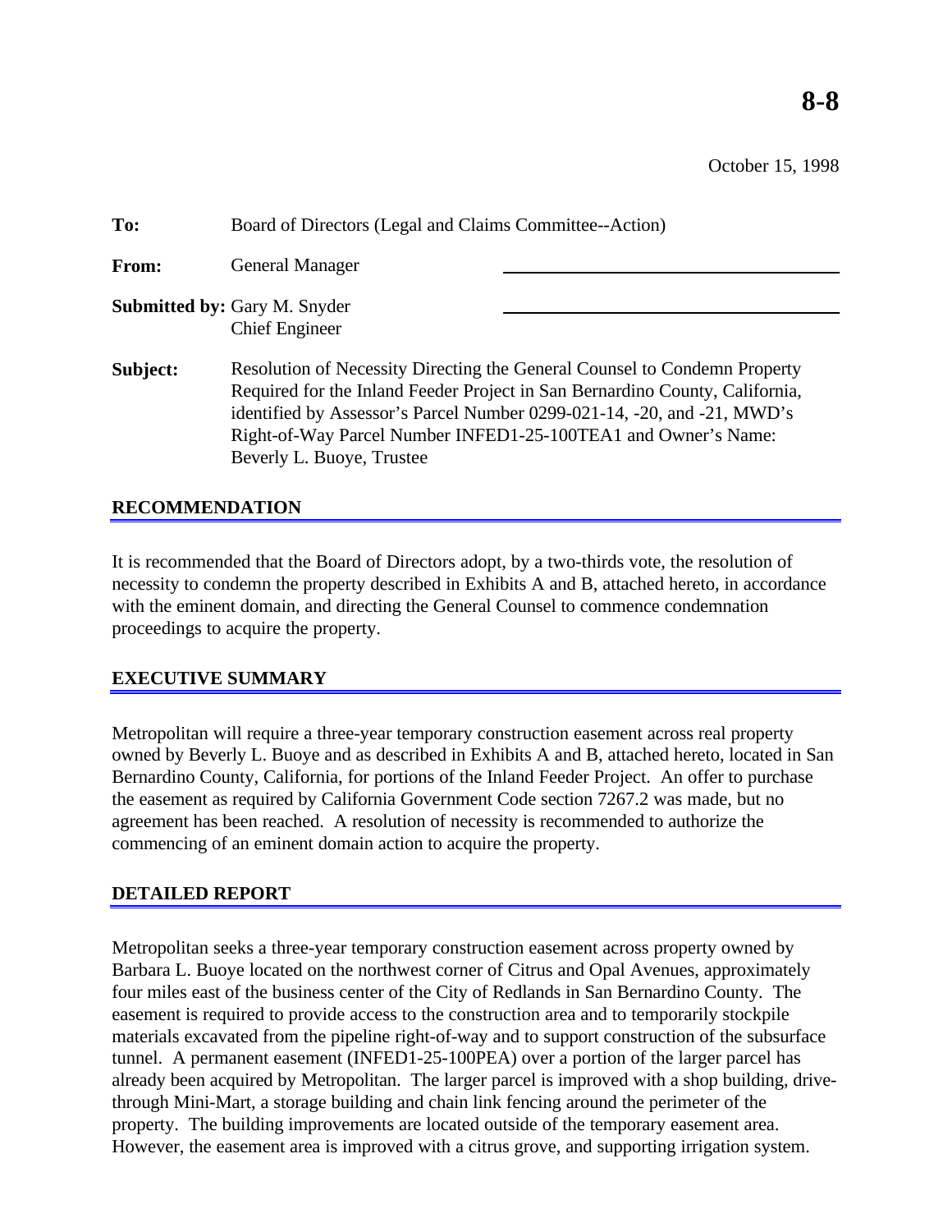# 8-8

October 15, 1998

**To:** Board of Directors (Legal and Claims Committee--Action)

**From:** General Manager

**Submitted by:** Gary M. Snyder
Chief Engineer

**Subject:** Resolution of Necessity Directing the General Counsel to Condemn Property Required for the Inland Feeder Project in San Bernardino County, California, identified by Assessor's Parcel Number 0299-021-14, -20, and -21, MWD's Right-of-Way Parcel Number INFED1-25-100TEA1 and Owner's Name: Beverly L. Buoye, Trustee

## RECOMMENDATION

It is recommended that the Board of Directors adopt, by a two-thirds vote, the resolution of necessity to condemn the property described in Exhibits A and B, attached hereto, in accordance with the eminent domain, and directing the General Counsel to commence condemnation proceedings to acquire the property.

## EXECUTIVE SUMMARY

Metropolitan will require a three-year temporary construction easement across real property owned by Beverly L. Buoye and as described in Exhibits A and B, attached hereto, located in San Bernardino County, California, for portions of the Inland Feeder Project. An offer to purchase the easement as required by California Government Code section 7267.2 was made, but no agreement has been reached. A resolution of necessity is recommended to authorize the commencing of an eminent domain action to acquire the property.

## DETAILED REPORT

Metropolitan seeks a three-year temporary construction easement across property owned by Barbara L. Buoye located on the northwest corner of Citrus and Opal Avenues, approximately four miles east of the business center of the City of Redlands in San Bernardino County. The easement is required to provide access to the construction area and to temporarily stockpile materials excavated from the pipeline right-of-way and to support construction of the subsurface tunnel. A permanent easement (INFED1-25-100PEA) over a portion of the larger parcel has already been acquired by Metropolitan. The larger parcel is improved with a shop building, drive-through Mini-Mart, a storage building and chain link fencing around the perimeter of the property. The building improvements are located outside of the temporary easement area. However, the easement area is improved with a citrus grove, and supporting irrigation system.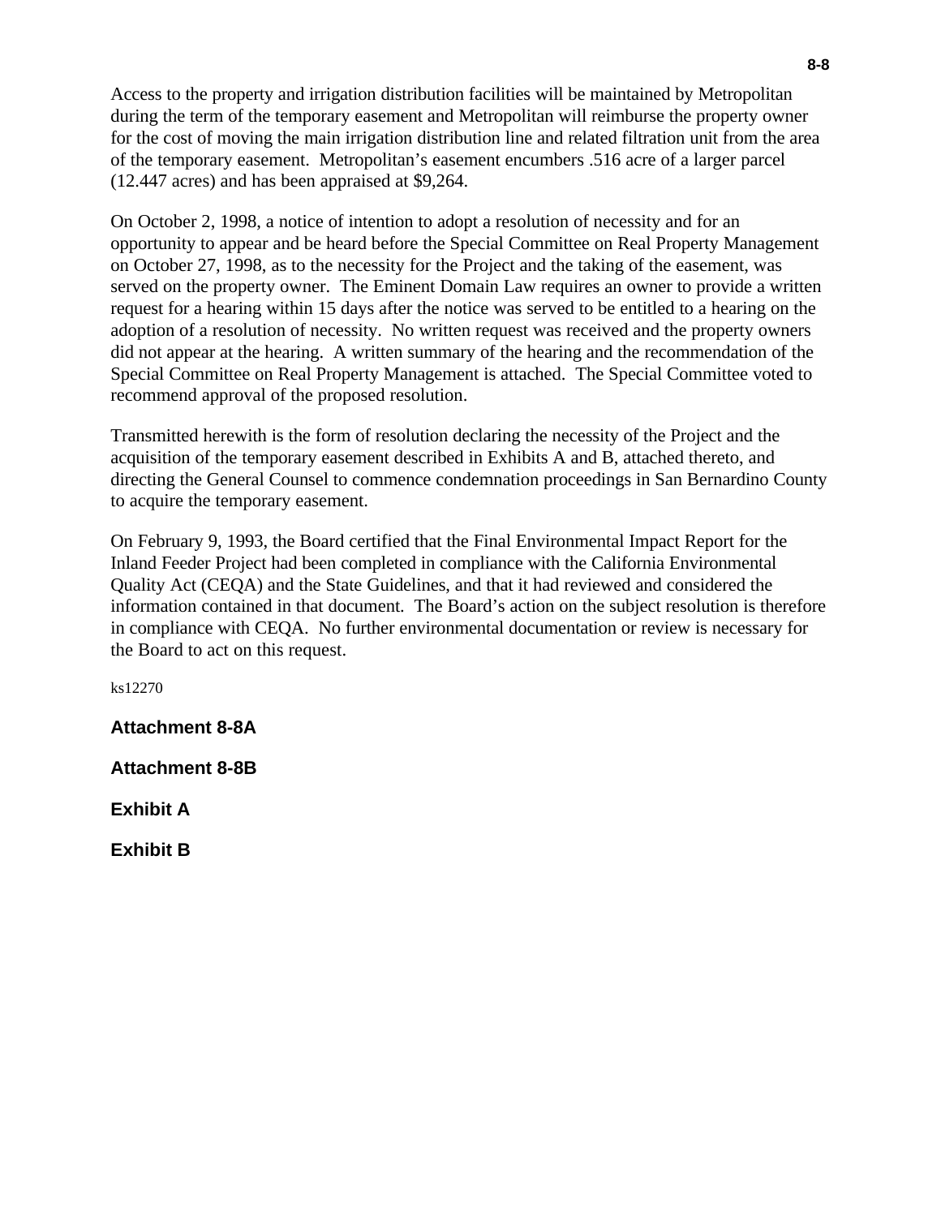Access to the property and irrigation distribution facilities will be maintained by Metropolitan during the term of the temporary easement and Metropolitan will reimburse the property owner for the cost of moving the main irrigation distribution line and related filtration unit from the area of the temporary easement. Metropolitan's easement encumbers .516 acre of a larger parcel (12.447 acres) and has been appraised at $9,264.

On October 2, 1998, a notice of intention to adopt a resolution of necessity and for an opportunity to appear and be heard before the Special Committee on Real Property Management on October 27, 1998, as to the necessity for the Project and the taking of the easement, was served on the property owner. The Eminent Domain Law requires an owner to provide a written request for a hearing within 15 days after the notice was served to be entitled to a hearing on the adoption of a resolution of necessity. No written request was received and the property owners did not appear at the hearing. A written summary of the hearing and the recommendation of the Special Committee on Real Property Management is attached. The Special Committee voted to recommend approval of the proposed resolution.

Transmitted herewith is the form of resolution declaring the necessity of the Project and the acquisition of the temporary easement described in Exhibits A and B, attached thereto, and directing the General Counsel to commence condemnation proceedings in San Bernardino County to acquire the temporary easement.

On February 9, 1993, the Board certified that the Final Environmental Impact Report for the Inland Feeder Project had been completed in compliance with the California Environmental Quality Act (CEQA) and the State Guidelines, and that it had reviewed and considered the information contained in that document. The Board's action on the subject resolution is therefore in compliance with CEQA. No further environmental documentation or review is necessary for the Board to act on this request.

ks12270

**Attachment 8-8A**

**Attachment 8-8B**

**Exhibit A**

**Exhibit B**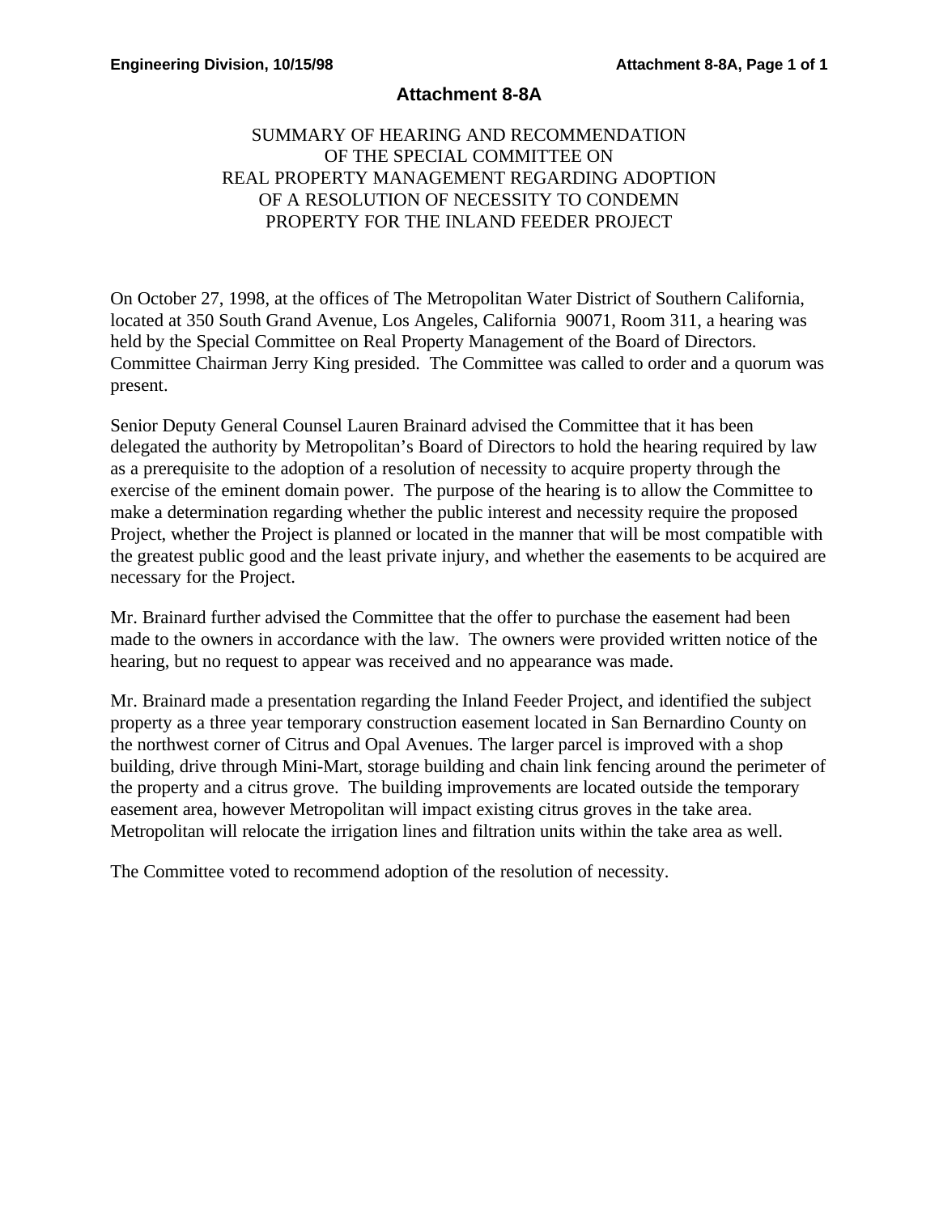# Attachment 8-8A

SUMMARY OF HEARING AND RECOMMENDATION
OF THE SPECIAL COMMITTEE ON
REAL PROPERTY MANAGEMENT REGARDING ADOPTION
OF A RESOLUTION OF NECESSITY TO CONDEMN
PROPERTY FOR THE INLAND FEEDER PROJECT

On October 27, 1998, at the offices of The Metropolitan Water District of Southern California, located at 350 South Grand Avenue, Los Angeles, California 90071, Room 311, a hearing was held by the Special Committee on Real Property Management of the Board of Directors. Committee Chairman Jerry King presided. The Committee was called to order and a quorum was present.

Senior Deputy General Counsel Lauren Brainard advised the Committee that it has been delegated the authority by Metropolitan's Board of Directors to hold the hearing required by law as a prerequisite to the adoption of a resolution of necessity to acquire property through the exercise of the eminent domain power. The purpose of the hearing is to allow the Committee to make a determination regarding whether the public interest and necessity require the proposed Project, whether the Project is planned or located in the manner that will be most compatible with the greatest public good and the least private injury, and whether the easements to be acquired are necessary for the Project.

Mr. Brainard further advised the Committee that the offer to purchase the easement had been made to the owners in accordance with the law. The owners were provided written notice of the hearing, but no request to appear was received and no appearance was made.

Mr. Brainard made a presentation regarding the Inland Feeder Project, and identified the subject property as a three year temporary construction easement located in San Bernardino County on the northwest corner of Citrus and Opal Avenues. The larger parcel is improved with a shop building, drive through Mini-Mart, storage building and chain link fencing around the perimeter of the property and a citrus grove. The building improvements are located outside the temporary easement area, however Metropolitan will impact existing citrus groves in the take area. Metropolitan will relocate the irrigation lines and filtration units within the take area as well.

The Committee voted to recommend adoption of the resolution of necessity.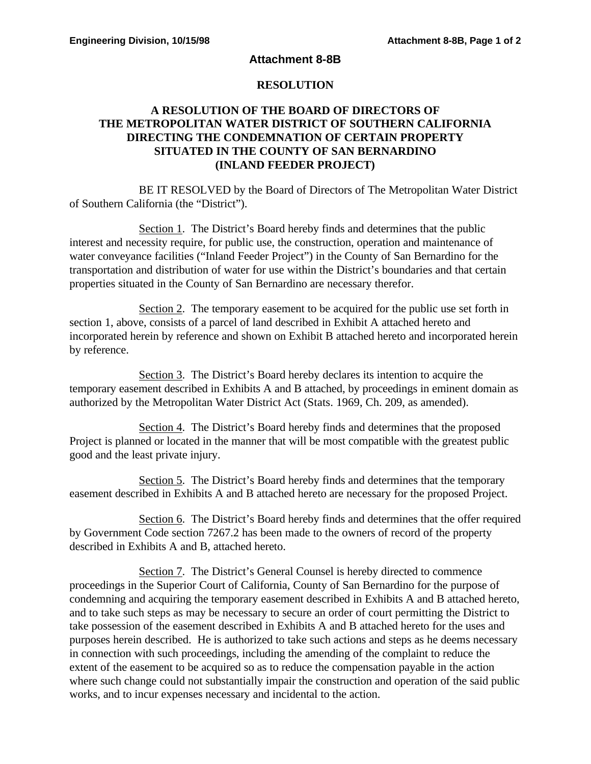# Attachment 8-8B

## RESOLUTION

### A RESOLUTION OF THE BOARD OF DIRECTORS OF THE METROPOLITAN WATER DISTRICT OF SOUTHERN CALIFORNIA DIRECTING THE CONDEMNATION OF CERTAIN PROPERTY SITUATED IN THE COUNTY OF SAN BERNARDINO (INLAND FEEDER PROJECT)

BE IT RESOLVED by the Board of Directors of The Metropolitan Water District of Southern California (the "District").

Section 1. The District's Board hereby finds and determines that the public interest and necessity require, for public use, the construction, operation and maintenance of water conveyance facilities ("Inland Feeder Project") in the County of San Bernardino for the transportation and distribution of water for use within the District's boundaries and that certain properties situated in the County of San Bernardino are necessary therefor.

Section 2. The temporary easement to be acquired for the public use set forth in section 1, above, consists of a parcel of land described in Exhibit A attached hereto and incorporated herein by reference and shown on Exhibit B attached hereto and incorporated herein by reference.

Section 3. The District's Board hereby declares its intention to acquire the temporary easement described in Exhibits A and B attached, by proceedings in eminent domain as authorized by the Metropolitan Water District Act (Stats. 1969, Ch. 209, as amended).

Section 4. The District's Board hereby finds and determines that the proposed Project is planned or located in the manner that will be most compatible with the greatest public good and the least private injury.

Section 5. The District's Board hereby finds and determines that the temporary easement described in Exhibits A and B attached hereto are necessary for the proposed Project.

Section 6. The District's Board hereby finds and determines that the offer required by Government Code section 7267.2 has been made to the owners of record of the property described in Exhibits A and B, attached hereto.

Section 7. The District's General Counsel is hereby directed to commence proceedings in the Superior Court of California, County of San Bernardino for the purpose of condemning and acquiring the temporary easement described in Exhibits A and B attached hereto, and to take such steps as may be necessary to secure an order of court permitting the District to take possession of the easement described in Exhibits A and B attached hereto for the uses and purposes herein described. He is authorized to take such actions and steps as he deems necessary in connection with such proceedings, including the amending of the complaint to reduce the extent of the easement to be acquired so as to reduce the compensation payable in the action where such change could not substantially impair the construction and operation of the said public works, and to incur expenses necessary and incidental to the action.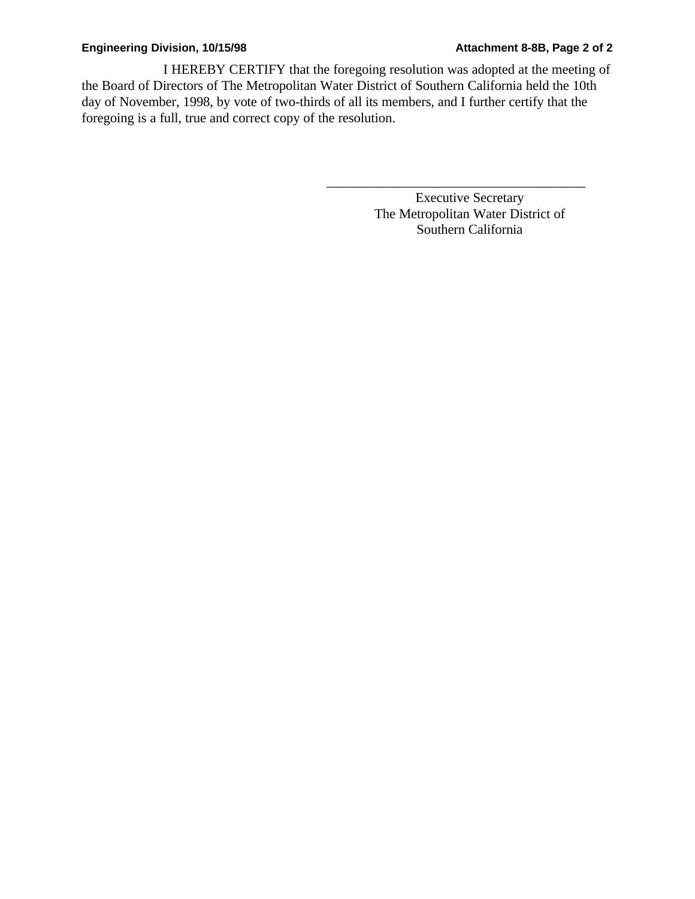I HEREBY CERTIFY that the foregoing resolution was adopted at the meeting of the Board of Directors of The Metropolitan Water District of Southern California held the 10th day of November, 1998, by vote of two-thirds of all its members, and I further certify that the foregoing is a full, true and correct copy of the resolution.

\_\_\_\_\_\_\_\_\_\_\_\_\_\_\_\_\_\_\_\_\_\_\_\_\_\_\_\_\_\_\_\_\_\_\_\_\_\_\_\_

Executive Secretary
The Metropolitan Water District of
Southern California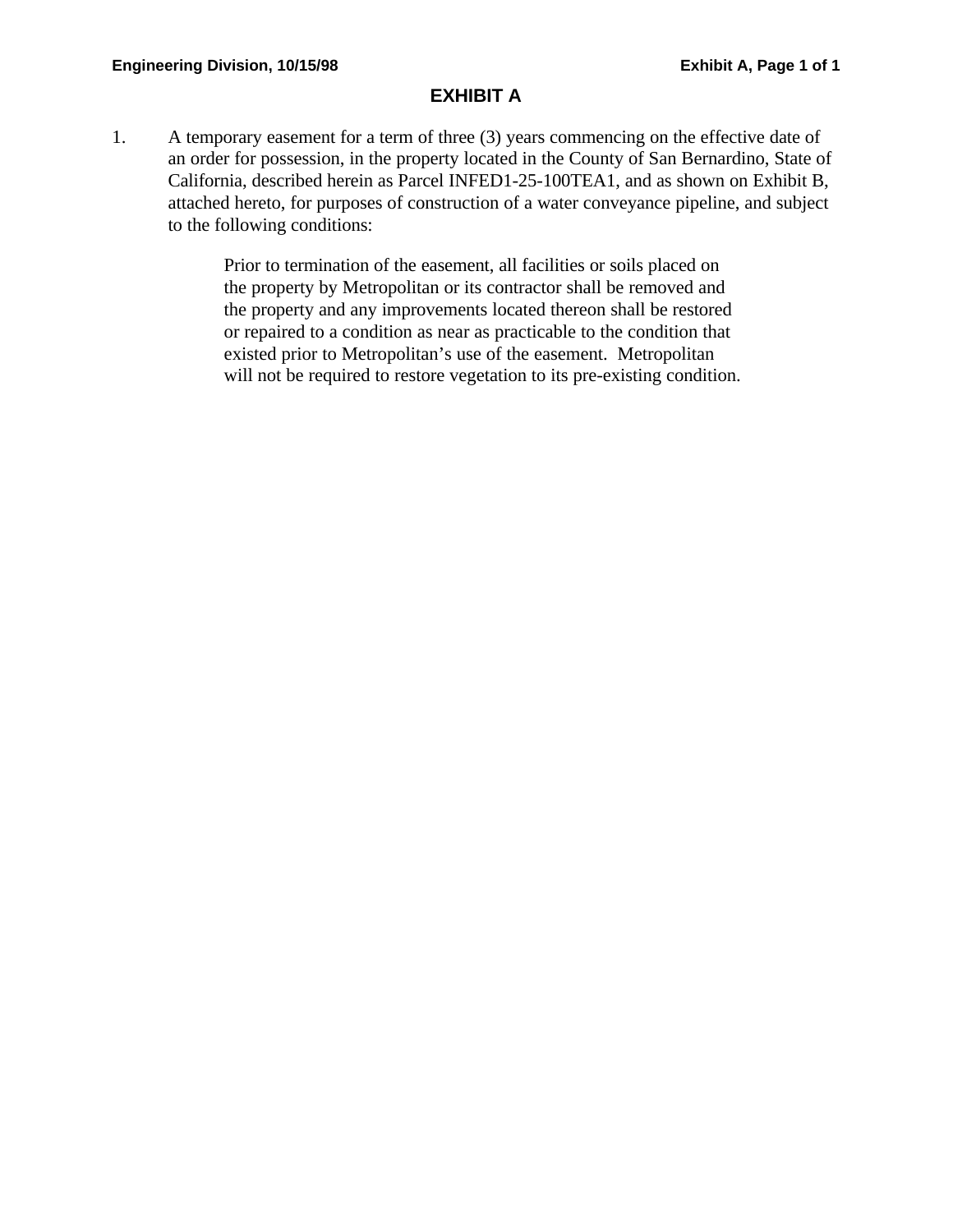# EXHIBIT A

1. A temporary easement for a term of three (3) years commencing on the effective date of an order for possession, in the property located in the County of San Bernardino, State of California, described herein as Parcel INFED1-25-100TEA1, and as shown on Exhibit B, attached hereto, for purposes of construction of a water conveyance pipeline, and subject to the following conditions:

   Prior to termination of the easement, all facilities or soils placed on the property by Metropolitan or its contractor shall be removed and the property and any improvements located thereon shall be restored or repaired to a condition as near as practicable to the condition that existed prior to Metropolitan's use of the easement. Metropolitan will not be required to restore vegetation to its pre-existing condition.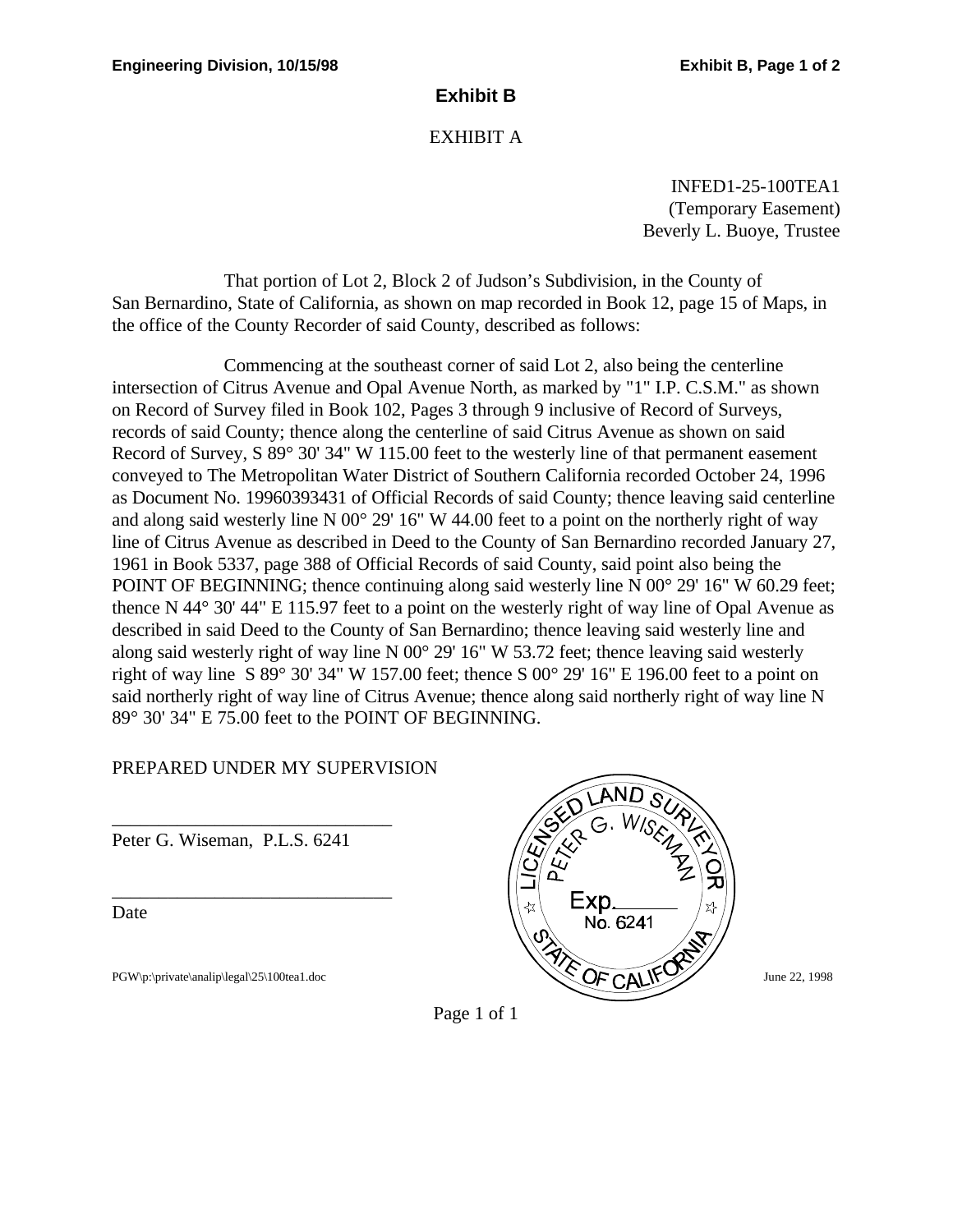# Exhibit B

EXHIBIT A

INFED1-25-100TEA1
(Temporary Easement)
Beverly L. Buoye, Trustee

That portion of Lot 2, Block 2 of Judson's Subdivision, in the County of San Bernardino, State of California, as shown on map recorded in Book 12, page 15 of Maps, in the office of the County Recorder of said County, described as follows:

Commencing at the southeast corner of said Lot 2, also being the centerline intersection of Citrus Avenue and Opal Avenue North, as marked by "1" I.P. C.S.M." as shown on Record of Survey filed in Book 102, Pages 3 through 9 inclusive of Record of Surveys, records of said County; thence along the centerline of said Citrus Avenue as shown on said Record of Survey, S 89° 30' 34" W 115.00 feet to the westerly line of that permanent easement conveyed to The Metropolitan Water District of Southern California recorded October 24, 1996 as Document No. 19960393431 of Official Records of said County; thence leaving said centerline and along said westerly line N 00° 29' 16" W 44.00 feet to a point on the northerly right of way line of Citrus Avenue as described in Deed to the County of San Bernardino recorded January 27, 1961 in Book 5337, page 388 of Official Records of said County, said point also being the POINT OF BEGINNING; thence continuing along said westerly line N 00° 29' 16" W 60.29 feet; thence N 44° 30' 44" E 115.97 feet to a point on the westerly right of way line of Opal Avenue as described in said Deed to the County of San Bernardino; thence leaving said westerly line and along said westerly right of way line N 00° 29' 16" W 53.72 feet; thence leaving said westerly right of way line S 89° 30' 34" W 157.00 feet; thence S 00° 29' 16" E 196.00 feet to a point on said northerly right of way line of Citrus Avenue; thence along said northerly right of way line N 89° 30' 34" E 75.00 feet to the POINT OF BEGINNING.

PREPARED UNDER MY SUPERVISION

______________________________
Peter G. Wiseman, P.L.S. 6241

______________________________
Date

LICENSED LAND SURVEYOR
PETER G. WISEMAN
Exp.______
No. 6241
STATE OF CALIFORNIA

PGW\p:\private\analip\legal\25\100tea1.doc

June 22, 1998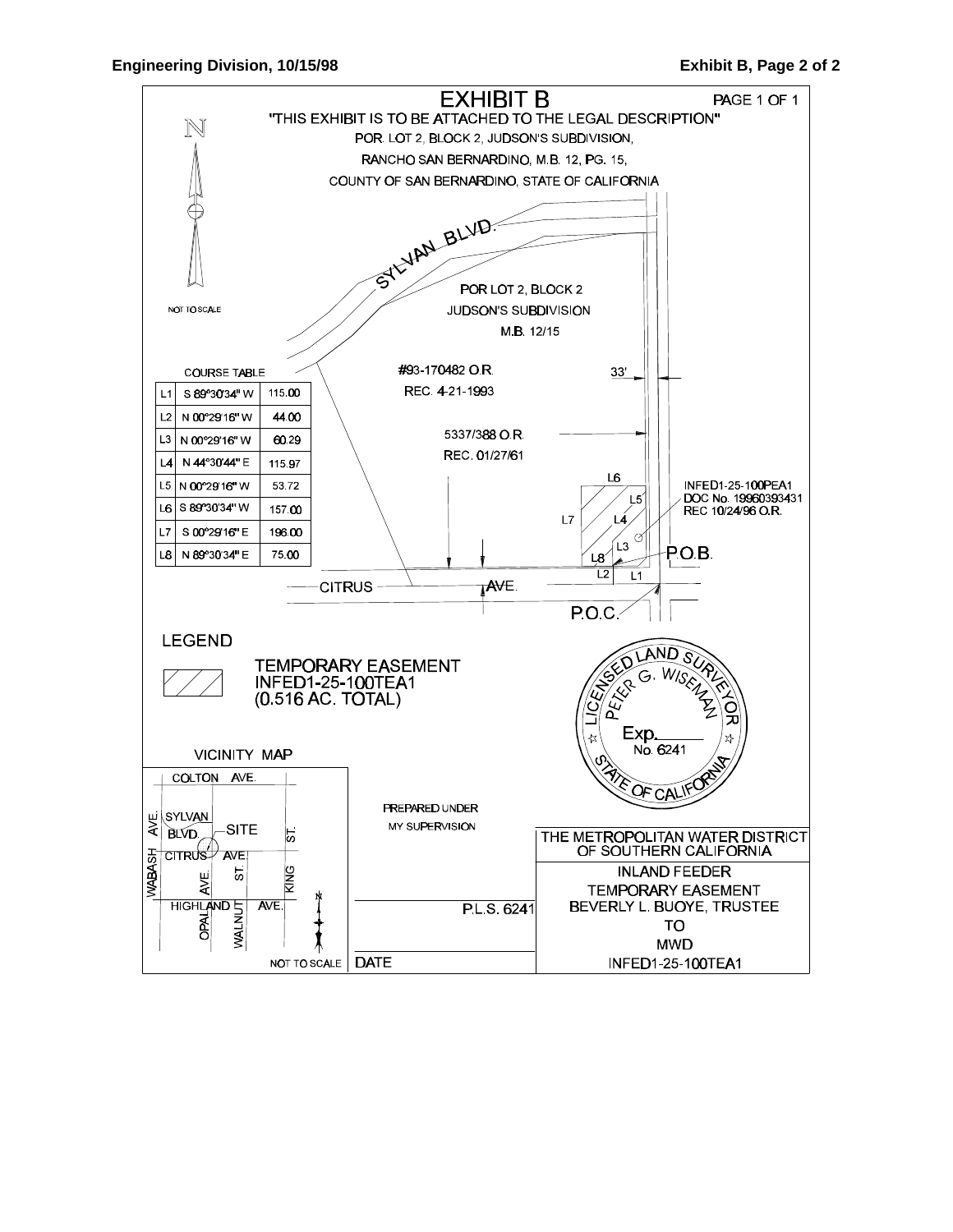# EXHIBIT B

PAGE 1 OF 1

"THIS EXHIBIT IS TO BE ATTACHED TO THE LEGAL DESCRIPTION"

POR. LOT 2, BLOCK 2, JUDSON'S SUBDIVISION,

RANCHO SAN BERNARDINO, M.B. 12, PG. 15,

COUNTY OF SAN BERNARDINO, STATE OF CALIFORNIA

N

NOT TO SCALE

SYLVAN BLVD.

POR LOT 2, BLOCK 2

JUDSON'S SUBDIVISION

M.B. 12/15

#93-170482 O.R.

REC. 4-21-1993

33'

5337/388 O.R.

REC. 01/27/61

INFED1-25-100PEA1

DOC No. 19960393431

REC 10/24/96 O.R.

P.O.B.

CITRUS AVE.

P.O.C.

COURSE TABLE

| | | |
|---|---|---|
| L1 | S 89°30'34" W | 115.00 |
| L2 | N 00°29'16" W | 44.00 |
| L3 | N 00°29'16" W | 60.29 |
| L4 | N 44°30'44" E | 115.97 |
| L5 | N 00°29'16" W | 53.72 |
| L6 | S 89°30'34" W | 157.00 |
| L7 | S 00°29'16" E | 196.00 |
| L8 | N 89°30'34" E | 75.00 |

LEGEND

TEMPORARY EASEMENT
INFED1-25-100TEA1
(0.516 AC. TOTAL)

LICENSED LAND SURVEYOR
PETER G. WISEMAN
Exp.\_\_\_\_\_
No. 6241
STATE OF CALIFORNIA

VICINITY MAP

COLTON AVE.
SYLVAN BLVD.
SITE
CITRUS AVE.
WABASH AVE.
AVE.
ST.
KING ST.
HIGHLAND AVE.
OPAL
WALNUT
NOT TO SCALE

PREPARED UNDER
MY SUPERVISION

P.L.S. 6241

DATE

THE METROPOLITAN WATER DISTRICT
OF SOUTHERN CALIFORNIA

INLAND FEEDER
TEMPORARY EASEMENT
BEVERLY L. BUOYE, TRUSTEE
TO
MWD
INFED1-25-100TEA1